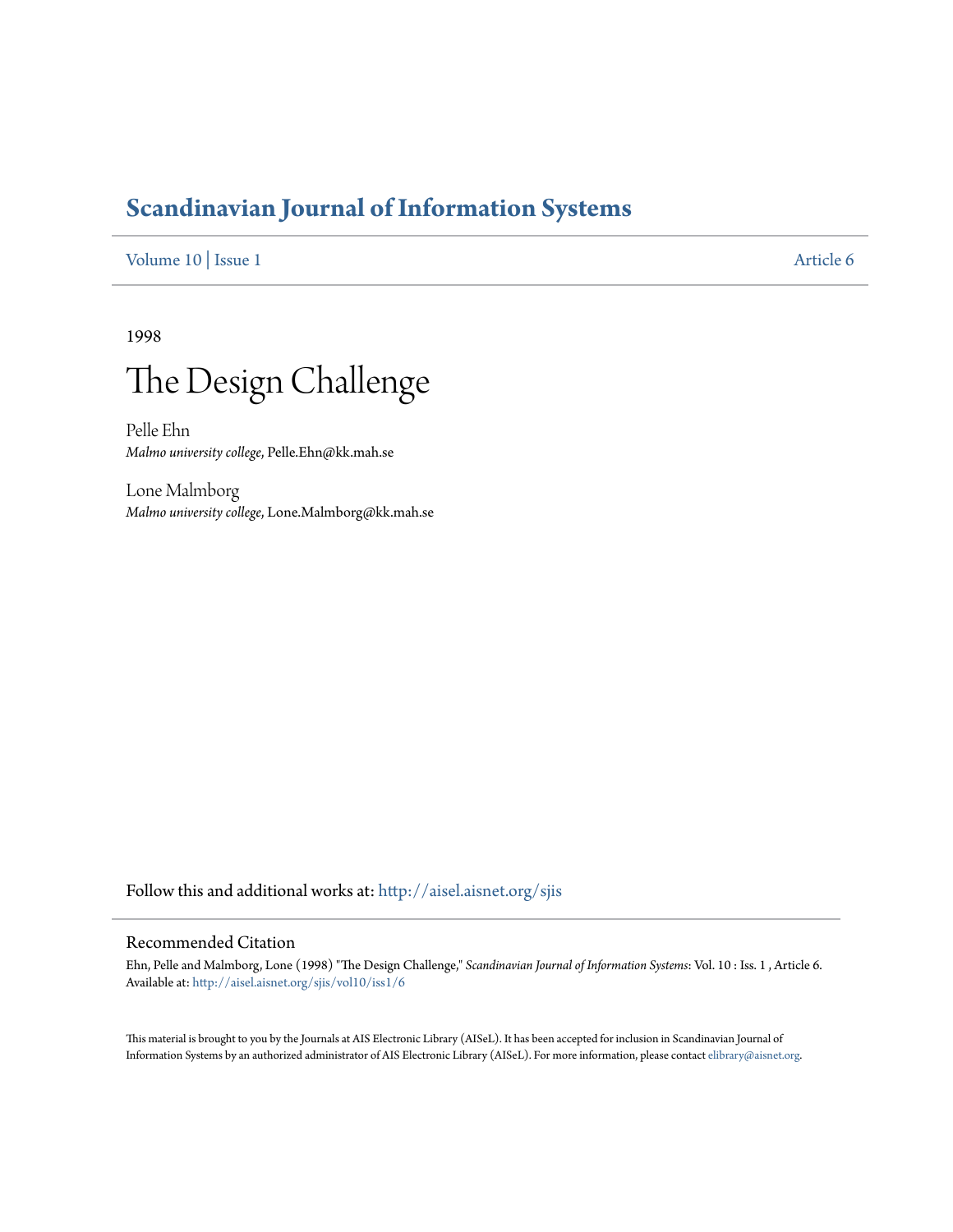# Scandinavian Journal of Information Systems

Volume 10 | Issue 1 Article 6

1998

## The Design Challenge

Pelle Ehn
*Malmo university college*, Pelle.Ehn@kk.mah.se

Lone Malmborg
*Malmo university college*, Lone.Malmborg@kk.mah.se

Follow this and additional works at: http://aisel.aisnet.org/sjis

### Recommended Citation

Ehn, Pelle and Malmborg, Lone (1998) "The Design Challenge," *Scandinavian Journal of Information Systems*: Vol. 10 : Iss. 1 , Article 6.
Available at: http://aisel.aisnet.org/sjis/vol10/iss1/6

This material is brought to you by the Journals at AIS Electronic Library (AISeL). It has been accepted for inclusion in Scandinavian Journal of Information Systems by an authorized administrator of AIS Electronic Library (AISeL). For more information, please contact elibrary@aisnet.org.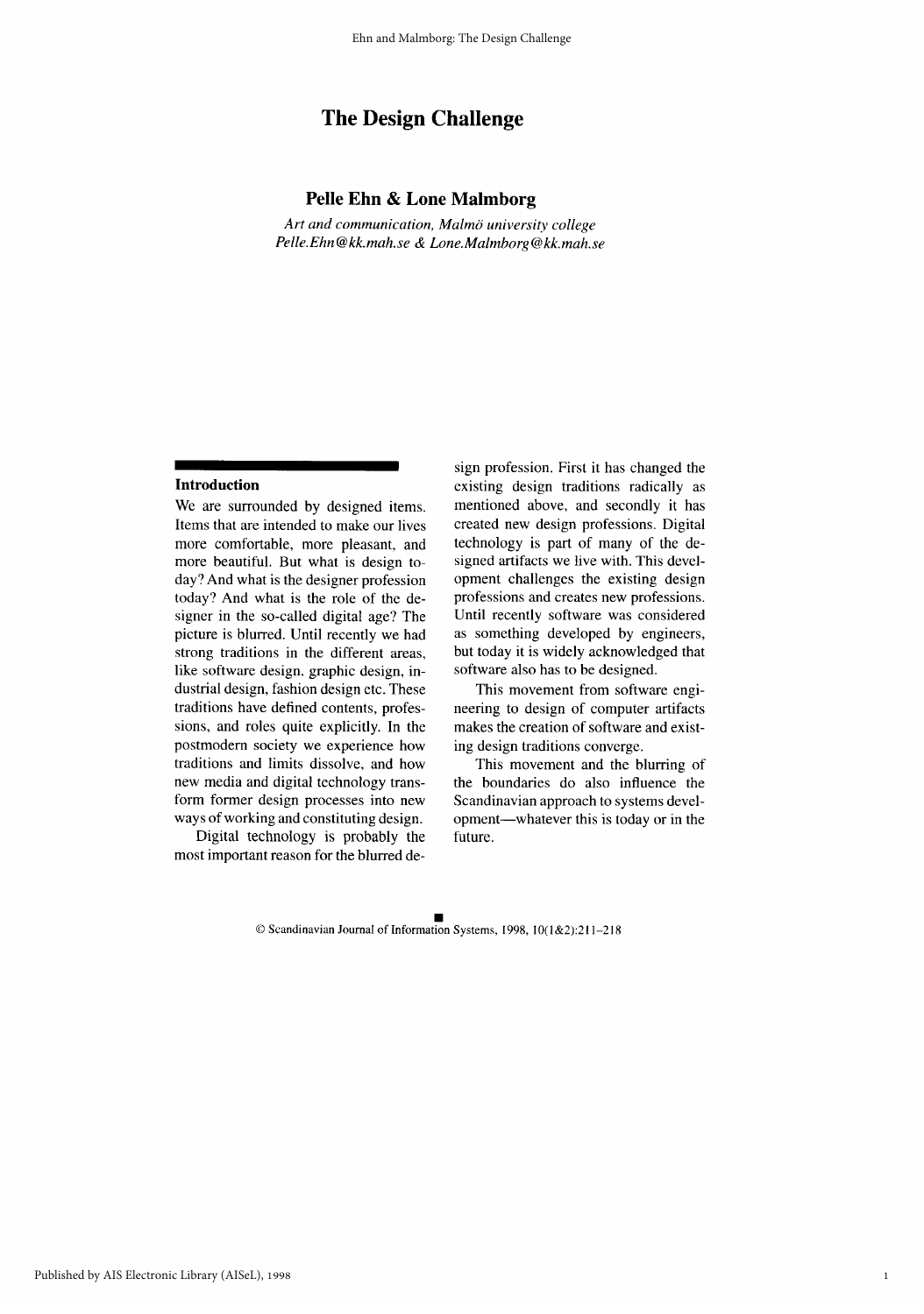# The Design Challenge

## Pelle Ehn & Lone Malmborg

*Art and communication, Malmö university college*
*Pelle.Ehn@kk.mah.se & Lone.Malmborg@kk.mah.se*

### Introduction

We are surrounded by designed items. Items that are intended to make our lives more comfortable, more pleasant, and more beautiful. But what is design today? And what is the designer profession today? And what is the role of the designer in the so-called digital age? The picture is blurred. Until recently we had strong traditions in the different areas, like software design, graphic design, industrial design, fashion design etc. These traditions have defined contents, professions, and roles quite explicitly. In the postmodern society we experience how traditions and limits dissolve, and how new media and digital technology transform former design processes into new ways of working and constituting design.

Digital technology is probably the most important reason for the blurred design profession. First it has changed the existing design traditions radically as mentioned above, and secondly it has created new design professions. Digital technology is part of many of the designed artifacts we live with. This development challenges the existing design professions and creates new professions. Until recently software was considered as something developed by engineers, but today it is widely acknowledged that software also has to be designed.

This movement from software engineering to design of computer artifacts makes the creation of software and existing design traditions converge.

This movement and the blurring of the boundaries do also influence the Scandinavian approach to systems development—whatever this is today or in the future.

© Scandinavian Journal of Information Systems, 1998, 10(1&2):211–218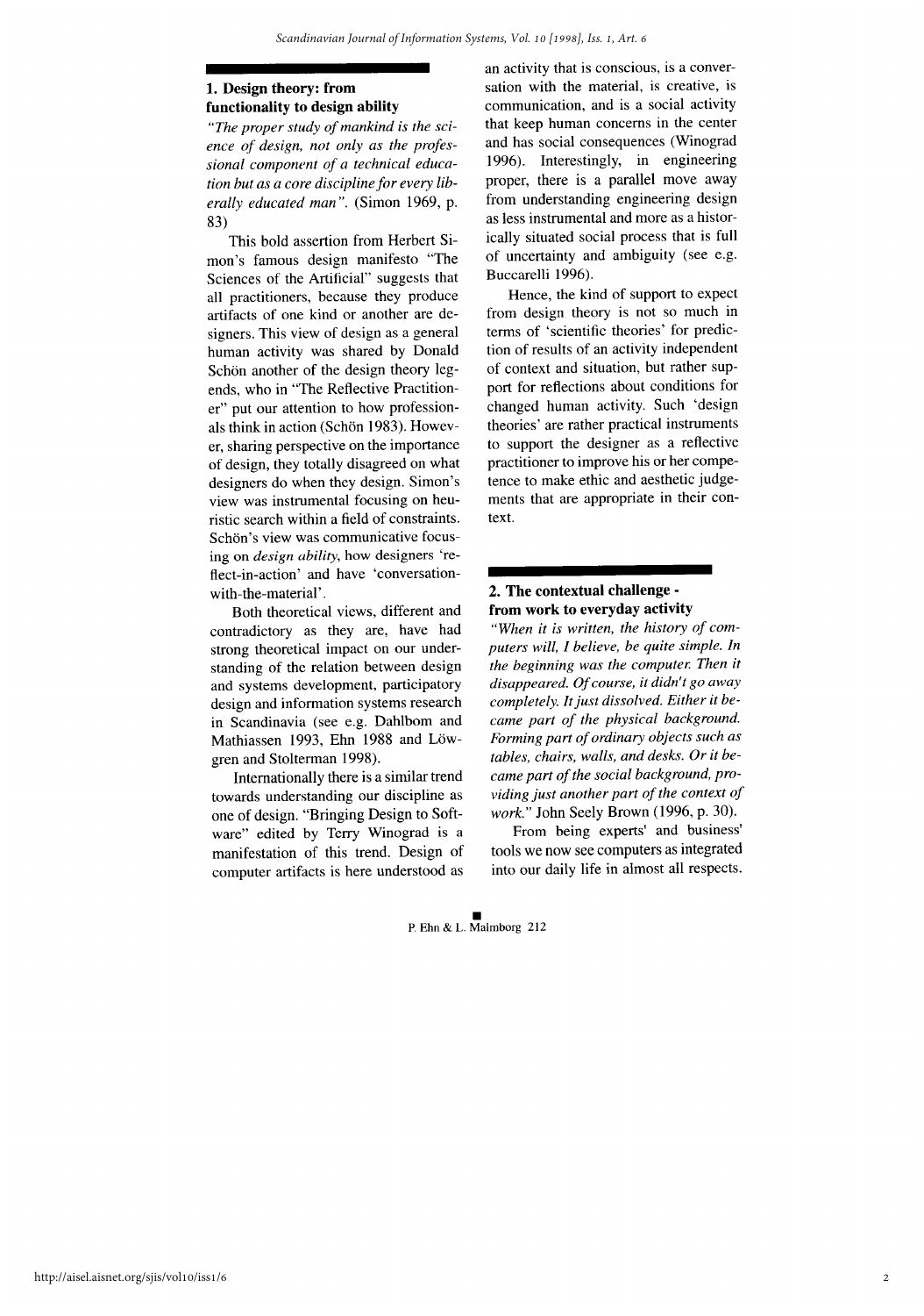## 1. Design theory: from functionality to design ability

*"The proper study of mankind is the science of design, not only as the professional component of a technical education but as a core discipline for every liberally educated man".* (Simon 1969, p. 83)

This bold assertion from Herbert Simon's famous design manifesto "The Sciences of the Artificial" suggests that all practitioners, because they produce artifacts of one kind or another are designers. This view of design as a general human activity was shared by Donald Schön another of the design theory legends, who in "The Reflective Practitioner" put our attention to how professionals think in action (Schön 1983). However, sharing perspective on the importance of design, they totally disagreed on what designers do when they design. Simon's view was instrumental focusing on heuristic search within a field of constraints. Schön's view was communicative focusing on *design ability*, how designers 'reflect-in-action' and have 'conversation-with-the-material'.

Both theoretical views, different and contradictory as they are, have had strong theoretical impact on our understanding of the relation between design and systems development, participatory design and information systems research in Scandinavia (see e.g. Dahlbom and Mathiassen 1993, Ehn 1988 and Löwgren and Stolterman 1998).

Internationally there is a similar trend towards understanding our discipline as one of design. "Bringing Design to Software" edited by Terry Winograd is a manifestation of this trend. Design of computer artifacts is here understood as an activity that is conscious, is a conversation with the material, is creative, is communication, and is a social activity that keep human concerns in the center and has social consequences (Winograd 1996). Interestingly, in engineering proper, there is a parallel move away from understanding engineering design as less instrumental and more as a historically situated social process that is full of uncertainty and ambiguity (see e.g. Buccarelli 1996).

Hence, the kind of support to expect from design theory is not so much in terms of 'scientific theories' for prediction of results of an activity independent of context and situation, but rather support for reflections about conditions for changed human activity. Such 'design theories' are rather practical instruments to support the designer as a reflective practitioner to improve his or her competence to make ethic and aesthetic judgements that are appropriate in their context.

## 2. The contextual challenge - from work to everyday activity

*"When it is written, the history of computers will, I believe, be quite simple. In the beginning was the computer. Then it disappeared. Of course, it didn't go away completely. It just dissolved. Either it became part of the physical background. Forming part of ordinary objects such as tables, chairs, walls, and desks. Or it became part of the social background, providing just another part of the context of work."* John Seely Brown (1996, p. 30).

From being experts' and business' tools we now see computers as integrated into our daily life in almost all respects.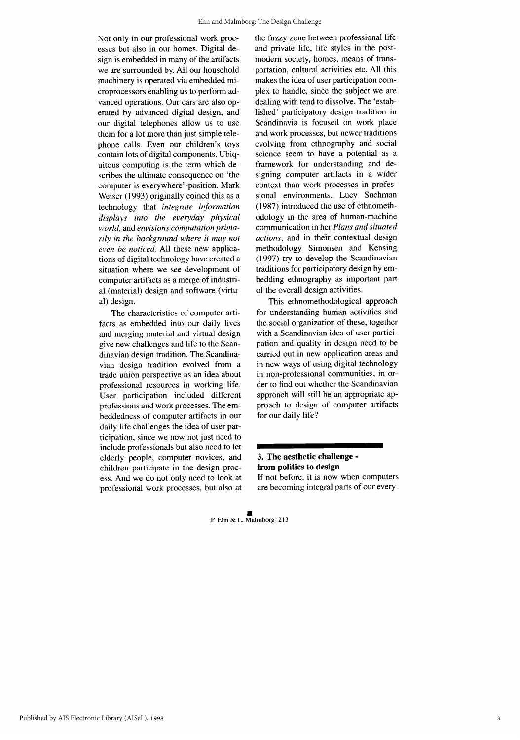Not only in our professional work processes but also in our homes. Digital design is embedded in many of the artifacts we are surrounded by. All our household machinery is operated via embedded microprocessors enabling us to perform advanced operations. Our cars are also operated by advanced digital design, and our digital telephones allow us to use them for a lot more than just simple telephone calls. Even our children's toys contain lots of digital components. Ubiquitous computing is the term which describes the ultimate consequence on 'the computer is everywhere'-position. Mark Weiser (1993) originally coined this as a technology that *integrate information displays into the everyday physical world,* and *envisions computation primarily in the background where it may not even be noticed.* All these new applications of digital technology have created a situation where we see development of computer artifacts as a merge of industrial (material) design and software (virtual) design.

The characteristics of computer artifacts as embedded into our daily lives and merging material and virtual design give new challenges and life to the Scandinavian design tradition. The Scandinavian design tradition evolved from a trade union perspective as an idea about professional resources in working life. User participation included different professions and work processes. The embeddedness of computer artifacts in our daily life challenges the idea of user participation, since we now not just need to include professionals but also need to let elderly people, computer novices, and children participate in the design process. And we do not only need to look at professional work processes, but also at the fuzzy zone between professional life and private life, life styles in the post-modern society, homes, means of transportation, cultural activities etc. All this makes the idea of user participation complex to handle, since the subject we are dealing with tend to dissolve. The 'established' participatory design tradition in Scandinavia is focused on work place and work processes, but newer traditions evolving from ethnography and social science seem to have a potential as a framework for understanding and designing computer artifacts in a wider context than work processes in professional environments. Lucy Suchman (1987) introduced the use of ethnomethodology in the area of human-machine communication in her *Plans and situated actions*, and in their contextual design methodology Simonsen and Kensing (1997) try to develop the Scandinavian traditions for participatory design by embedding ethnography as important part of the overall design activities.

This ethnomethodological approach for understanding human activities and the social organization of these, together with a Scandinavian idea of user participation and quality in design need to be carried out in new application areas and in new ways of using digital technology in non-professional communities, in order to find out whether the Scandinavian approach will still be an appropriate approach to design of computer artifacts for our daily life?

## 3. The aesthetic challenge - from politics to design

If not before, it is now when computers are becoming integral parts of our every-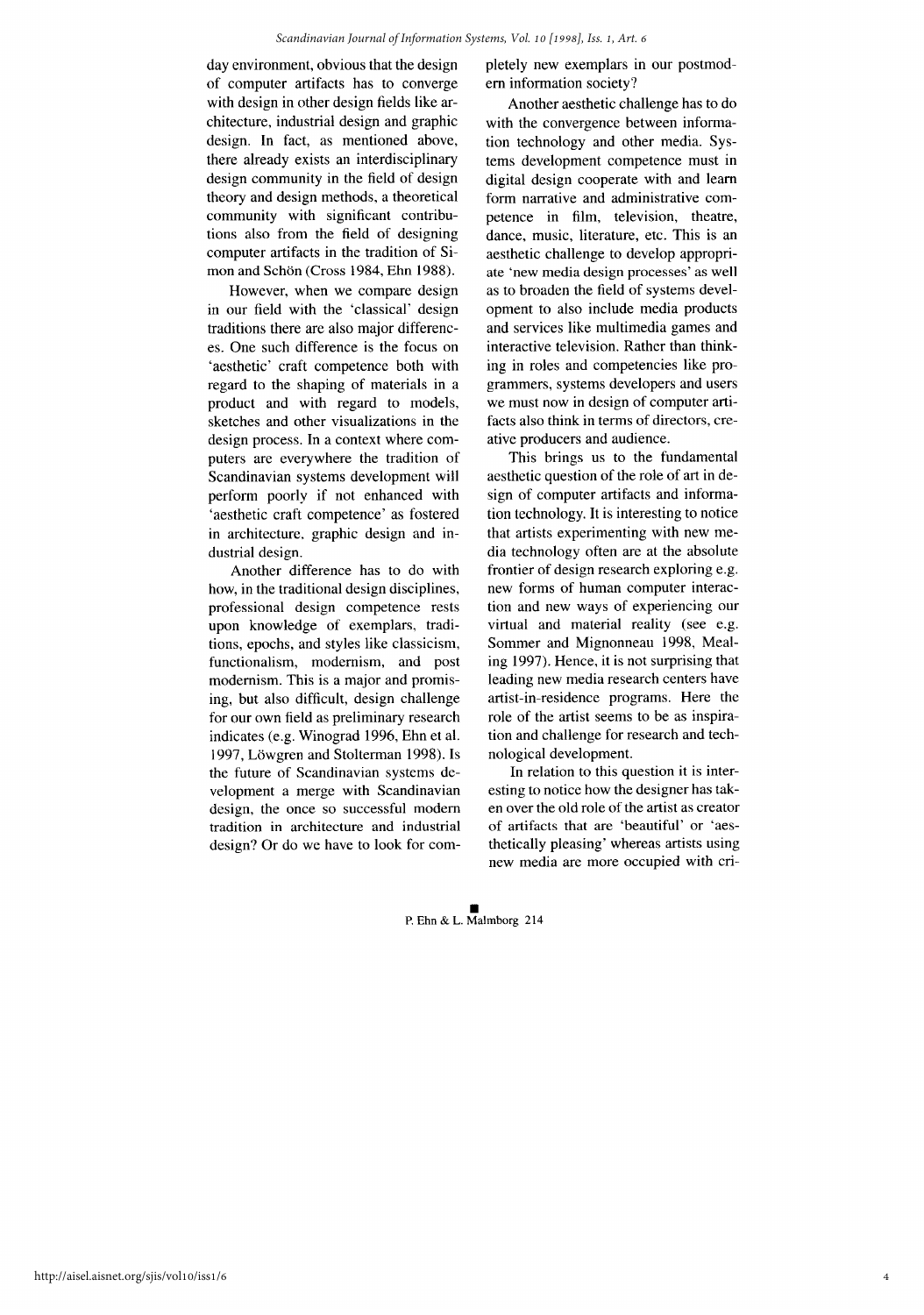day environment, obvious that the design of computer artifacts has to converge with design in other design fields like architecture, industrial design and graphic design. In fact, as mentioned above, there already exists an interdisciplinary design community in the field of design theory and design methods, a theoretical community with significant contributions also from the field of designing computer artifacts in the tradition of Simon and Schön (Cross 1984, Ehn 1988).

However, when we compare design in our field with the 'classical' design traditions there are also major differences. One such difference is the focus on 'aesthetic' craft competence both with regard to the shaping of materials in a product and with regard to models, sketches and other visualizations in the design process. In a context where computers are everywhere the tradition of Scandinavian systems development will perform poorly if not enhanced with 'aesthetic craft competence' as fostered in architecture, graphic design and industrial design.

Another difference has to do with how, in the traditional design disciplines, professional design competence rests upon knowledge of exemplars, traditions, epochs, and styles like classicism, functionalism, modernism, and post modernism. This is a major and promising, but also difficult, design challenge for our own field as preliminary research indicates (e.g. Winograd 1996, Ehn et al. 1997, Löwgren and Stolterman 1998). Is the future of Scandinavian systems development a merge with Scandinavian design, the once so successful modern tradition in architecture and industrial design? Or do we have to look for completely new exemplars in our postmodern information society?

Another aesthetic challenge has to do with the convergence between information technology and other media. Systems development competence must in digital design cooperate with and learn form narrative and administrative competence in film, television, theatre, dance, music, literature, etc. This is an aesthetic challenge to develop appropriate 'new media design processes' as well as to broaden the field of systems development to also include media products and services like multimedia games and interactive television. Rather than thinking in roles and competencies like programmers, systems developers and users we must now in design of computer artifacts also think in terms of directors, creative producers and audience.

This brings us to the fundamental aesthetic question of the role of art in design of computer artifacts and information technology. It is interesting to notice that artists experimenting with new media technology often are at the absolute frontier of design research exploring e.g. new forms of human computer interaction and new ways of experiencing our virtual and material reality (see e.g. Sommer and Mignonneau 1998, Mealing 1997). Hence, it is not surprising that leading new media research centers have artist-in-residence programs. Here the role of the artist seems to be as inspiration and challenge for research and technological development.

In relation to this question it is interesting to notice how the designer has taken over the old role of the artist as creator of artifacts that are 'beautiful' or 'aesthetically pleasing' whereas artists using new media are more occupied with cri-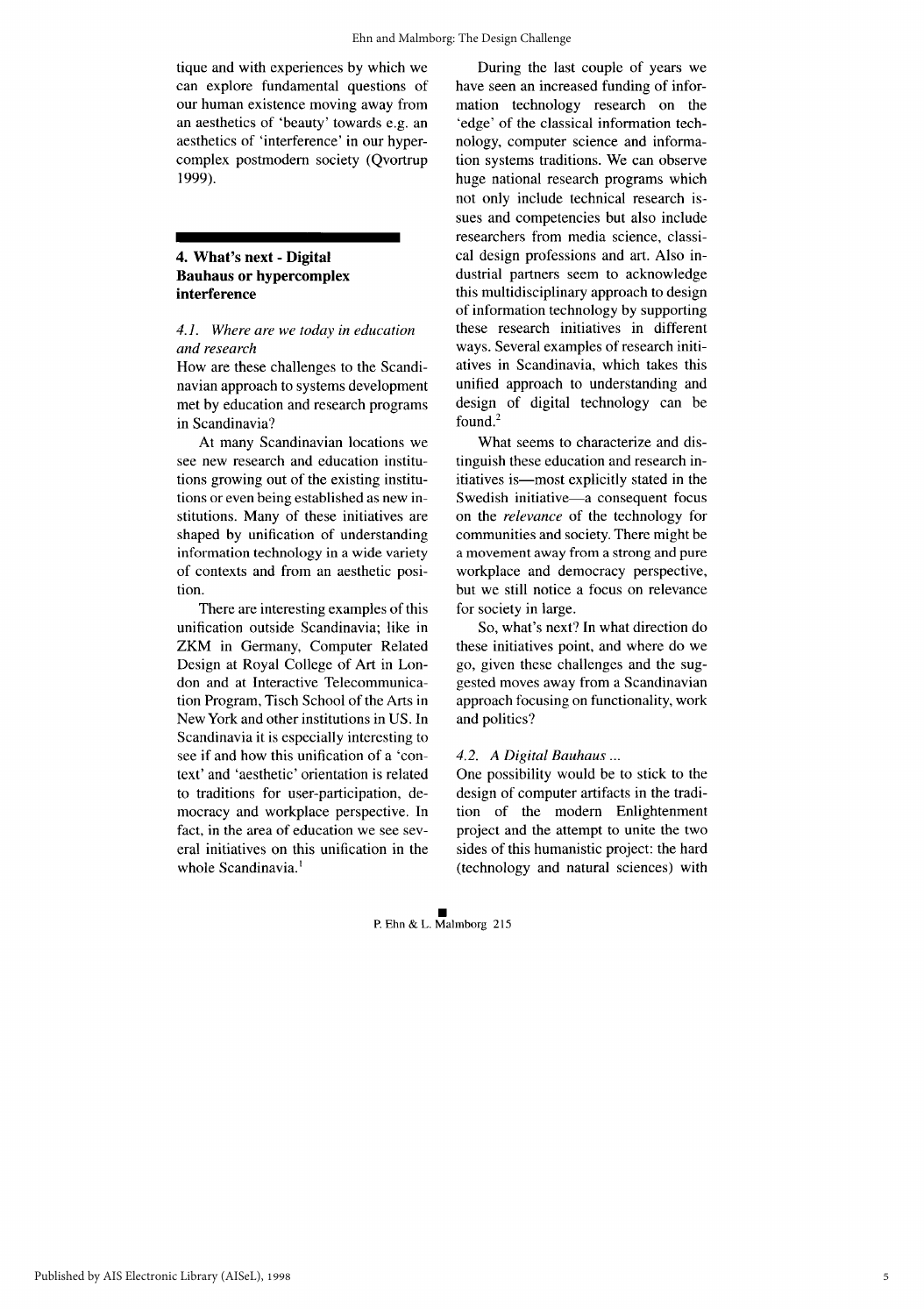tique and with experiences by which we can explore fundamental questions of our human existence moving away from an aesthetics of 'beauty' towards e.g. an aesthetics of 'interference' in our hypercomplex postmodern society (Qvortrup 1999).

## 4. What's next - Digital Bauhaus or hypercomplex interference

### *4.1. Where are we today in education and research*

How are these challenges to the Scandinavian approach to systems development met by education and research programs in Scandinavia?

At many Scandinavian locations we see new research and education institutions growing out of the existing institutions or even being established as new institutions. Many of these initiatives are shaped by unification of understanding information technology in a wide variety of contexts and from an aesthetic position.

There are interesting examples of this unification outside Scandinavia; like in ZKM in Germany, Computer Related Design at Royal College of Art in London and at Interactive Telecommunication Program, Tisch School of the Arts in New York and other institutions in US. In Scandinavia it is especially interesting to see if and how this unification of a 'context' and 'aesthetic' orientation is related to traditions for user-participation, democracy and workplace perspective. In fact, in the area of education we see several initiatives on this unification in the whole Scandinavia.[1]

During the last couple of years we have seen an increased funding of information technology research on the 'edge' of the classical information technology, computer science and information systems traditions. We can observe huge national research programs which not only include technical research issues and competencies but also include researchers from media science, classical design professions and art. Also industrial partners seem to acknowledge this multidisciplinary approach to design of information technology by supporting these research initiatives in different ways. Several examples of research initiatives in Scandinavia, which takes this unified approach to understanding and design of digital technology can be found.[2]

What seems to characterize and distinguish these education and research initiatives is—most explicitly stated in the Swedish initiative—a consequent focus on the *relevance* of the technology for communities and society. There might be a movement away from a strong and pure workplace and democracy perspective, but we still notice a focus on relevance for society in large.

So, what's next? In what direction do these initiatives point, and where do we go, given these challenges and the suggested moves away from a Scandinavian approach focusing on functionality, work and politics?

### *4.2. A Digital Bauhaus ...*

One possibility would be to stick to the design of computer artifacts in the tradition of the modern Enlightenment project and the attempt to unite the two sides of this humanistic project: the hard (technology and natural sciences) with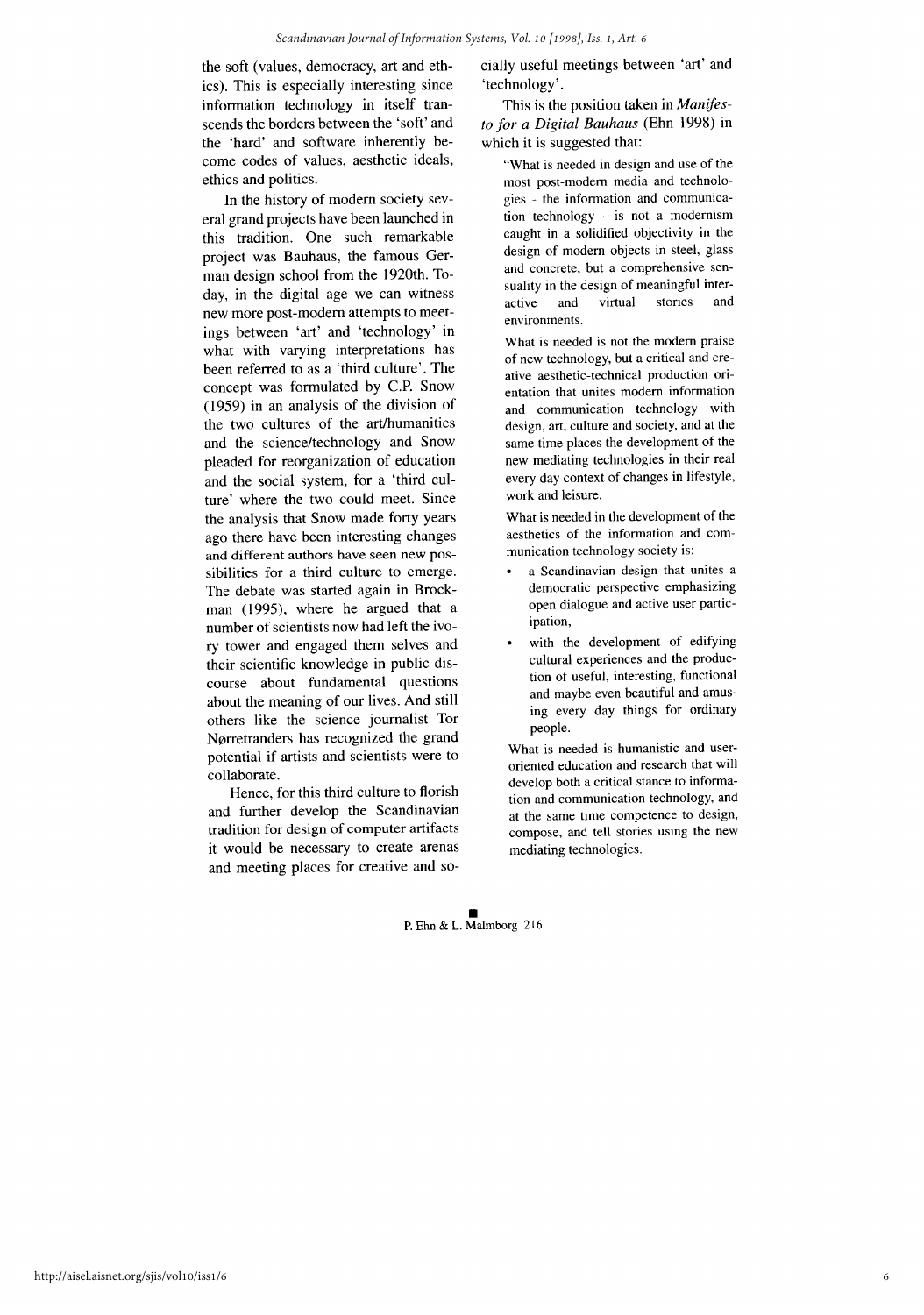the soft (values, democracy, art and ethics). This is especially interesting since information technology in itself transcends the borders between the 'soft' and the 'hard' and software inherently become codes of values, aesthetic ideals, ethics and politics.

In the history of modern society several grand projects have been launched in this tradition. One such remarkable project was Bauhaus, the famous German design school from the 1920th. Today, in the digital age we can witness new more post-modern attempts to meetings between 'art' and 'technology' in what with varying interpretations has been referred to as a 'third culture'. The concept was formulated by C.P. Snow (1959) in an analysis of the division of the two cultures of the art/humanities and the science/technology and Snow pleaded for reorganization of education and the social system, for a 'third culture' where the two could meet. Since the analysis that Snow made forty years ago there have been interesting changes and different authors have seen new possibilities for a third culture to emerge. The debate was started again in Brockman (1995), where he argued that a number of scientists now had left the ivory tower and engaged them selves and their scientific knowledge in public discourse about fundamental questions about the meaning of our lives. And still others like the science journalist Tor Nørretranders has recognized the grand potential if artists and scientists were to collaborate.

Hence, for this third culture to florish and further develop the Scandinavian tradition for design of computer artifacts it would be necessary to create arenas and meeting places for creative and socially useful meetings between 'art' and 'technology'.

This is the position taken in *Manifesto for a Digital Bauhaus* (Ehn 1998) in which it is suggested that:

> "What is needed in design and use of the most post-modern media and technologies - the information and communication technology - is not a modernism caught in a solidified objectivity in the design of modern objects in steel, glass and concrete, but a comprehensive sensuality in the design of meaningful interactive and virtual stories and environments.
>
> What is needed is not the modern praise of new technology, but a critical and creative aesthetic-technical production orientation that unites modern information and communication technology with design, art, culture and society, and at the same time places the development of the new mediating technologies in their real every day context of changes in lifestyle, work and leisure.
>
> What is needed in the development of the aesthetics of the information and communication technology society is:
>
> - a Scandinavian design that unites a democratic perspective emphasizing open dialogue and active user participation,
> - with the development of edifying cultural experiences and the production of useful, interesting, functional and maybe even beautiful and amusing every day things for ordinary people.
>
> What is needed is humanistic and user-oriented education and research that will develop both a critical stance to information and communication technology, and at the same time competence to design, compose, and tell stories using the new mediating technologies.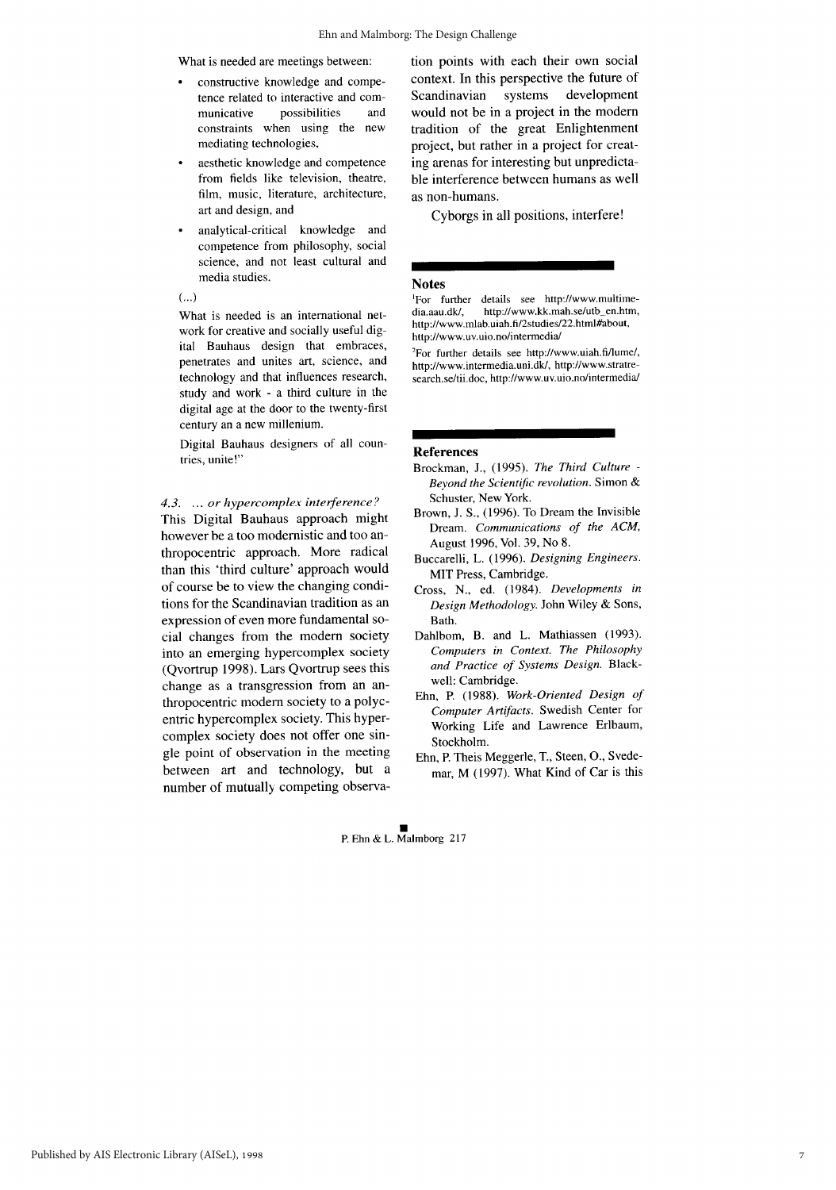What is needed are meetings between:

- constructive knowledge and competence related to interactive and communicative possibilities and constraints when using the new mediating technologies,
- aesthetic knowledge and competence from fields like television, theatre, film, music, literature, architecture, art and design, and
- analytical-critical knowledge and competence from philosophy, social science, and not least cultural and media studies.

(...)

What is needed is an international network for creative and socially useful digital Bauhaus design that embraces, penetrates and unites art, science, and technology and that influences research, study and work - a third culture in the digital age at the door to the twenty-first century an a new millenium.

Digital Bauhaus designers of all countries, unite!"

### 4.3. ... *or hypercomplex interference?*

This Digital Bauhaus approach might however be a too modernistic and too anthropocentric approach. More radical than this 'third culture' approach would of course be to view the changing conditions for the Scandinavian tradition as an expression of even more fundamental social changes from the modern society into an emerging hypercomplex society (Qvortrup 1998). Lars Qvortrup sees this change as a transgression from an anthropocentric modern society to a polycentric hypercomplex society. This hypercomplex society does not offer one single point of observation in the meeting between art and technology, but a number of mutually competing observation points with each their own social context. In this perspective the future of Scandinavian systems development would not be in a project in the modern tradition of the great Enlightenment project, but rather in a project for creating arenas for interesting but unpredictable interference between humans as well as non-humans.

Cyborgs in all positions, interfere!

## Notes

[1]For further details see http://www.multimedia.aau.dk/, http://www.kk.mah.se/utb_en.htm, http://www.mlab.uiah.fi/2studies/22.html#about, http://www.uv.uio.no/intermedia/

[2]For further details see http://www.uiah.fi/lume/, http://www.intermedia.uni.dk/, http://www.stratresearch.se/tii.doc, http://www.uv.uio.no/intermedia/

## References

Brockman, J., (1995). *The Third Culture - Beyond the Scientific revolution.* Simon & Schuster, New York.

Brown, J. S., (1996). To Dream the Invisible Dream. *Communications of the ACM,* August 1996, Vol. 39, No 8.

Buccarelli, L. (1996). *Designing Engineers.* MIT Press, Cambridge.

Cross, N., ed. (1984). *Developments in Design Methodology.* John Wiley & Sons, Bath.

Dahlbom, B. and L. Mathiassen (1993). *Computers in Context. The Philosophy and Practice of Systems Design.* Blackwell: Cambridge.

Ehn, P. (1988). *Work-Oriented Design of Computer Artifacts.* Swedish Center for Working Life and Lawrence Erlbaum, Stockholm.

Ehn, P. Theis Meggerle, T., Steen, O., Svedemar, M (1997). What Kind of Car is this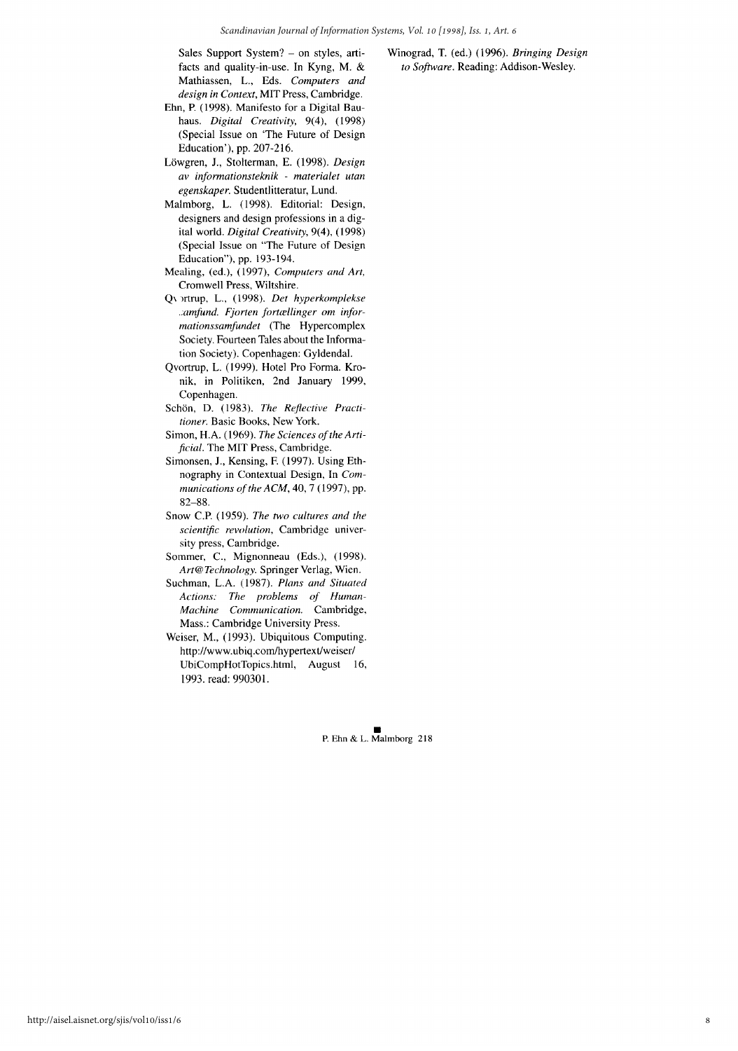Sales Support System? – on styles, artifacts and quality-in-use. In Kyng, M. & Mathiassen, L., Eds. *Computers and design in Context*, MIT Press, Cambridge.

Ehn, P. (1998). Manifesto for a Digital Bauhaus. *Digital Creativity*, 9(4), (1998) (Special Issue on 'The Future of Design Education'), pp. 207-216.

Löwgren, J., Stolterman, E. (1998). *Design av informationsteknik - materialet utan egenskaper.* Studentlitteratur, Lund.

Malmborg, L. (1998). Editorial: Design, designers and design professions in a digital world. *Digital Creativity*, 9(4), (1998) (Special Issue on "The Future of Design Education"), pp. 193-194.

Mealing, (ed.), (1997), *Computers and Art*, Cromwell Press, Wiltshire.

Qvortrup, L., (1998). *Det hyperkomplekse samfund. Fjorten fortællinger om informationssamfundet* (The Hypercomplex Society. Fourteen Tales about the Information Society). Copenhagen: Gyldendal.

Qvortrup, L. (1999). Hotel Pro Forma. Kronik, in Politiken, 2nd January 1999, Copenhagen.

Schön, D. (1983). *The Reflective Practitioner.* Basic Books, New York.

Simon, H.A. (1969). *The Sciences of the Artificial.* The MIT Press, Cambridge.

Simonsen, J., Kensing, F. (1997). Using Ethnography in Contextual Design, In *Communications of the ACM*, 40, 7 (1997), pp. 82–88.

Snow C.P. (1959). *The two cultures and the scientific revolution*, Cambridge university press, Cambridge.

Sommer, C., Mignonneau (Eds.), (1998). *Art@Technology.* Springer Verlag, Wien.

Suchman, L.A. (1987). *Plans and Situated Actions: The problems of Human-Machine Communication.* Cambridge, Mass.: Cambridge University Press.

Weiser, M., (1993). Ubiquitous Computing. http://www.ubiq.com/hypertext/weiser/UbiCompHotTopics.html, August 16, 1993. read: 990301.

Winograd, T. (ed.) (1996). *Bringing Design to Software.* Reading: Addison-Wesley.